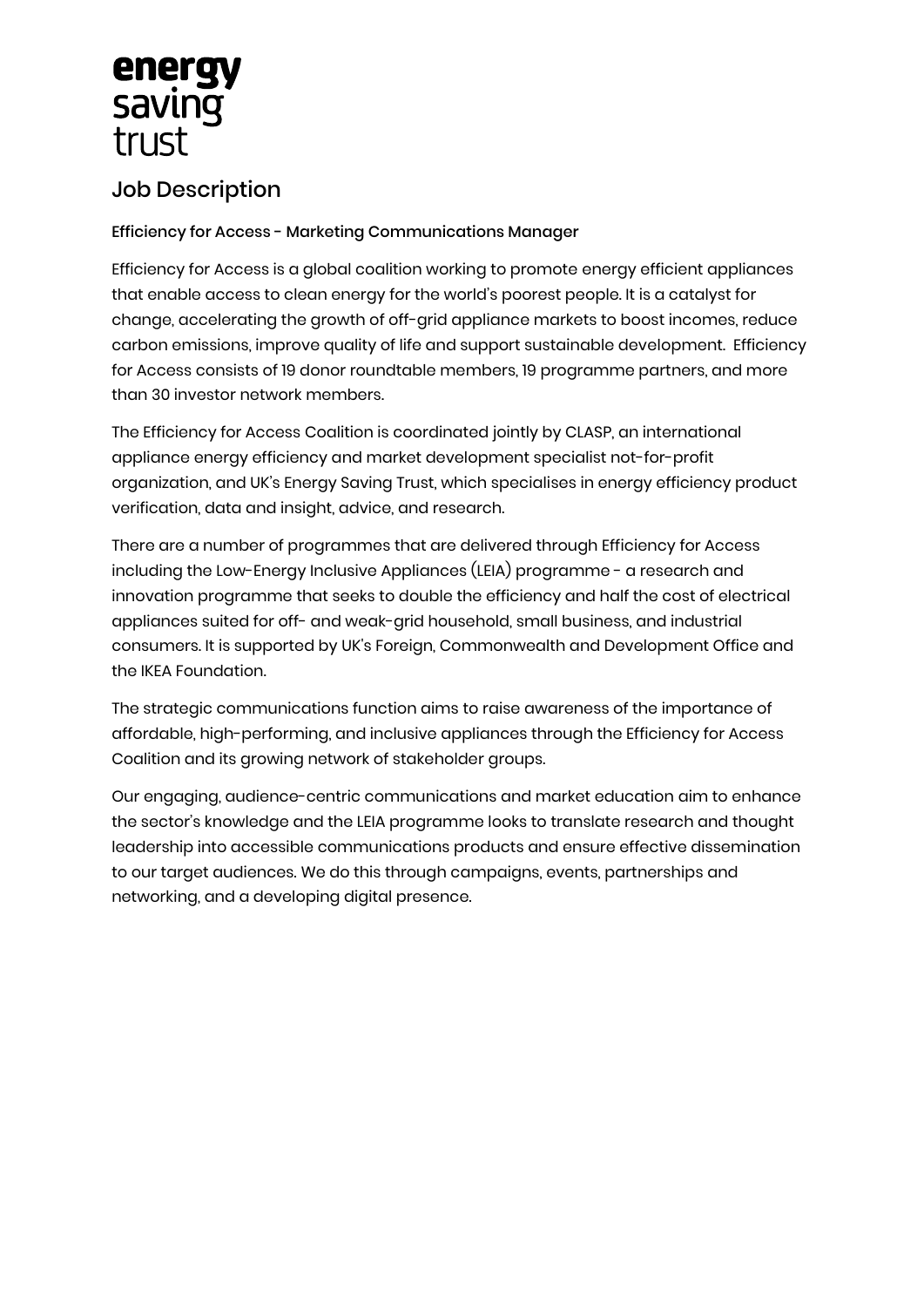energy saving trust

# Job Description

**Efficiency for Access - Marketing Communications Manager**

Efficiency for Access is a global coalition working to promote energy efficient appliances that enable access to clean energy for the world's poorest people. It is a catalyst for change, accelerating the growth of off-grid appliance markets to boost incomes, reduce carbon emissions, improve quality of life and support sustainable development. Efficiency for Access consists of 19 donor roundtable members, 19 programme partners, and more than 30 investor network members.

The Efficiency for Access Coalition is coordinated jointly by CLASP, an international appliance energy efficiency and market development specialist not-for-profit organization, and UK's Energy Saving Trust, which specialises in energy efficiency product verification, data and insight, advice, and research.

There are a number of programmes that are delivered through Efficiency for Access including the Low-Energy Inclusive Appliances (LEIA) programme - a research and innovation programme that seeks to double the efficiency and half the cost of electrical appliances suited for off- and weak-grid household, small business, and industrial consumers. It is supported by UK's Foreign, Commonwealth and Development Office and the IKEA Foundation.

The strategic communications function aims to raise awareness of the importance of affordable, high-performing, and inclusive appliances through the Efficiency for Access Coalition and its growing network of stakeholder groups.

Our engaging, audience-centric communications and market education aim to enhance the sector's knowledge and the LEIA programme looks to translate research and thought leadership into accessible communications products and ensure effective dissemination to our target audiences. We do this through campaigns, events, partnerships and networking, and a developing digital presence.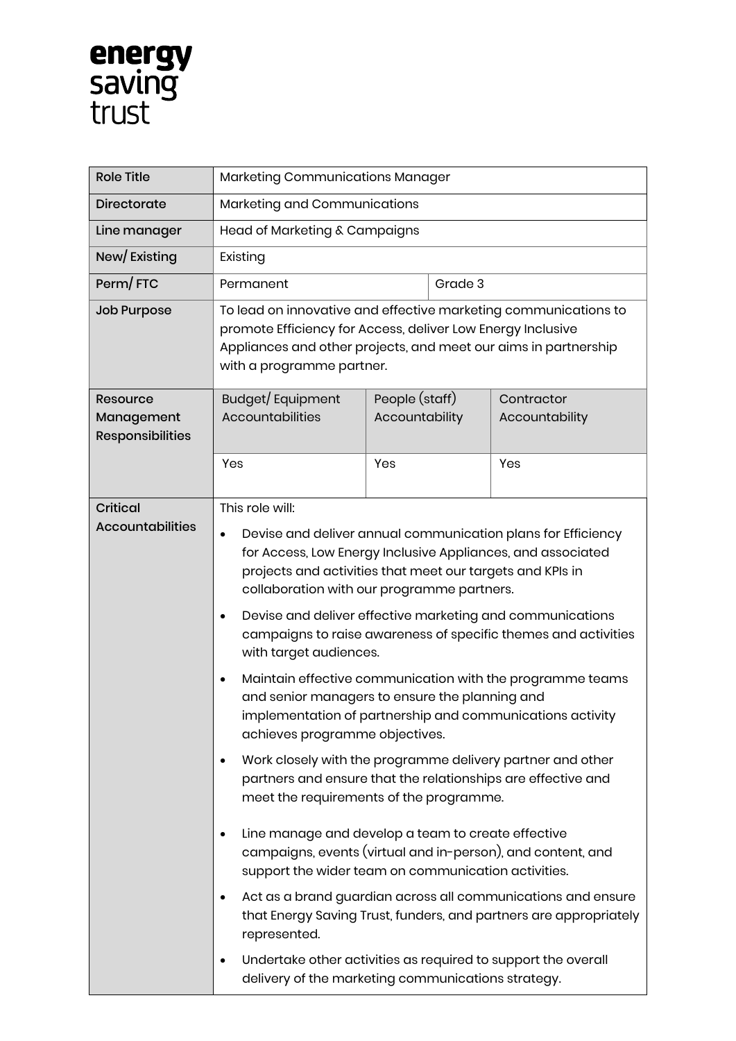**energy saving trust**

| Role Title | Marketing Communications Manager | | |
|---|---|---|---|
| Directorate | Marketing and Communications | | |
| Line manager | Head of Marketing & Campaigns | | |
| New/ Existing | Existing | | |
| Perm/ FTC | Permanent | Grade 3 | |
| Job Purpose | To lead on innovative and effective marketing communications to promote Efficiency for Access, deliver Low Energy Inclusive Appliances and other projects, and meet our aims in partnership with a programme partner. | | |
| Resource Management Responsibilities | Budget/ Equipment Accountabilities | People (staff) Accountability | Contractor Accountability |
| | Yes | Yes | Yes |
| Critical Accountabilities | This role will:<br>• Devise and deliver annual communication plans for Efficiency for Access, Low Energy Inclusive Appliances, and associated projects and activities that meet our targets and KPIs in collaboration with our programme partners.<br>• Devise and deliver effective marketing and communications campaigns to raise awareness of specific themes and activities with target audiences.<br>• Maintain effective communication with the programme teams and senior managers to ensure the planning and implementation of partnership and communications activity achieves programme objectives.<br>• Work closely with the programme delivery partner and other partners and ensure that the relationships are effective and meet the requirements of the programme.<br>• Line manage and develop a team to create effective campaigns, events (virtual and in-person), and content, and support the wider team on communication activities.<br>• Act as a brand guardian across all communications and ensure that Energy Saving Trust, funders, and partners are appropriately represented.<br>• Undertake other activities as required to support the overall delivery of the marketing communications strategy. | | |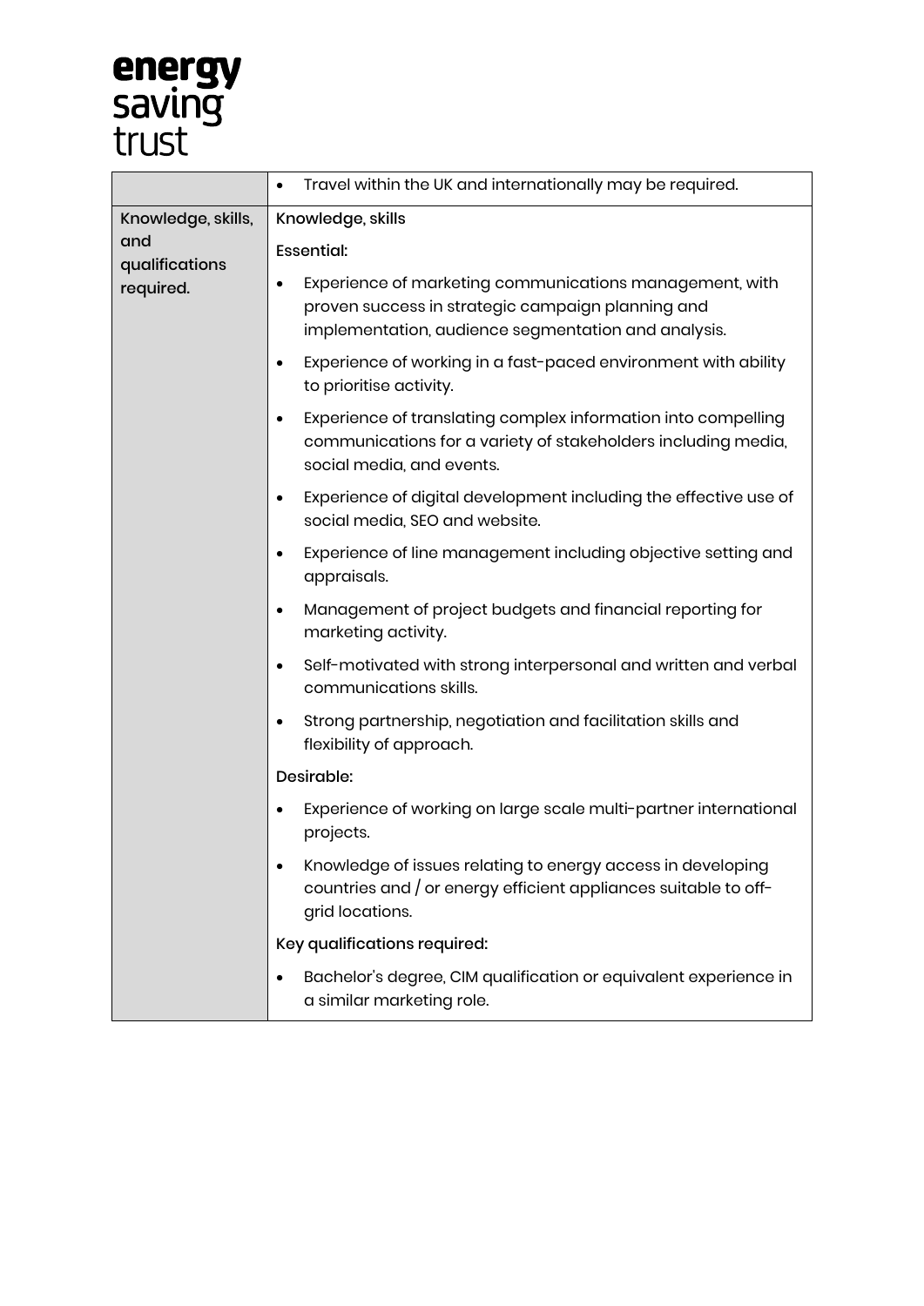| | |
|---|---|
| | • Travel within the UK and internationally may be required. |
| Knowledge, skills, and qualifications required. | Knowledge, skills<br><br>Essential:<br><br>• Experience of marketing communications management, with proven success in strategic campaign planning and implementation, audience segmentation and analysis.<br>• Experience of working in a fast-paced environment with ability to prioritise activity.<br>• Experience of translating complex information into compelling communications for a variety of stakeholders including media, social media, and events.<br>• Experience of digital development including the effective use of social media, SEO and website.<br>• Experience of line management including objective setting and appraisals.<br>• Management of project budgets and financial reporting for marketing activity.<br>• Self-motivated with strong interpersonal and written and verbal communications skills.<br>• Strong partnership, negotiation and facilitation skills and flexibility of approach.<br><br>Desirable:<br><br>• Experience of working on large scale multi-partner international projects.<br>• Knowledge of issues relating to energy access in developing countries and / or energy efficient appliances suitable to off-grid locations.<br><br>Key qualifications required:<br><br>• Bachelor's degree, CIM qualification or equivalent experience in a similar marketing role. |